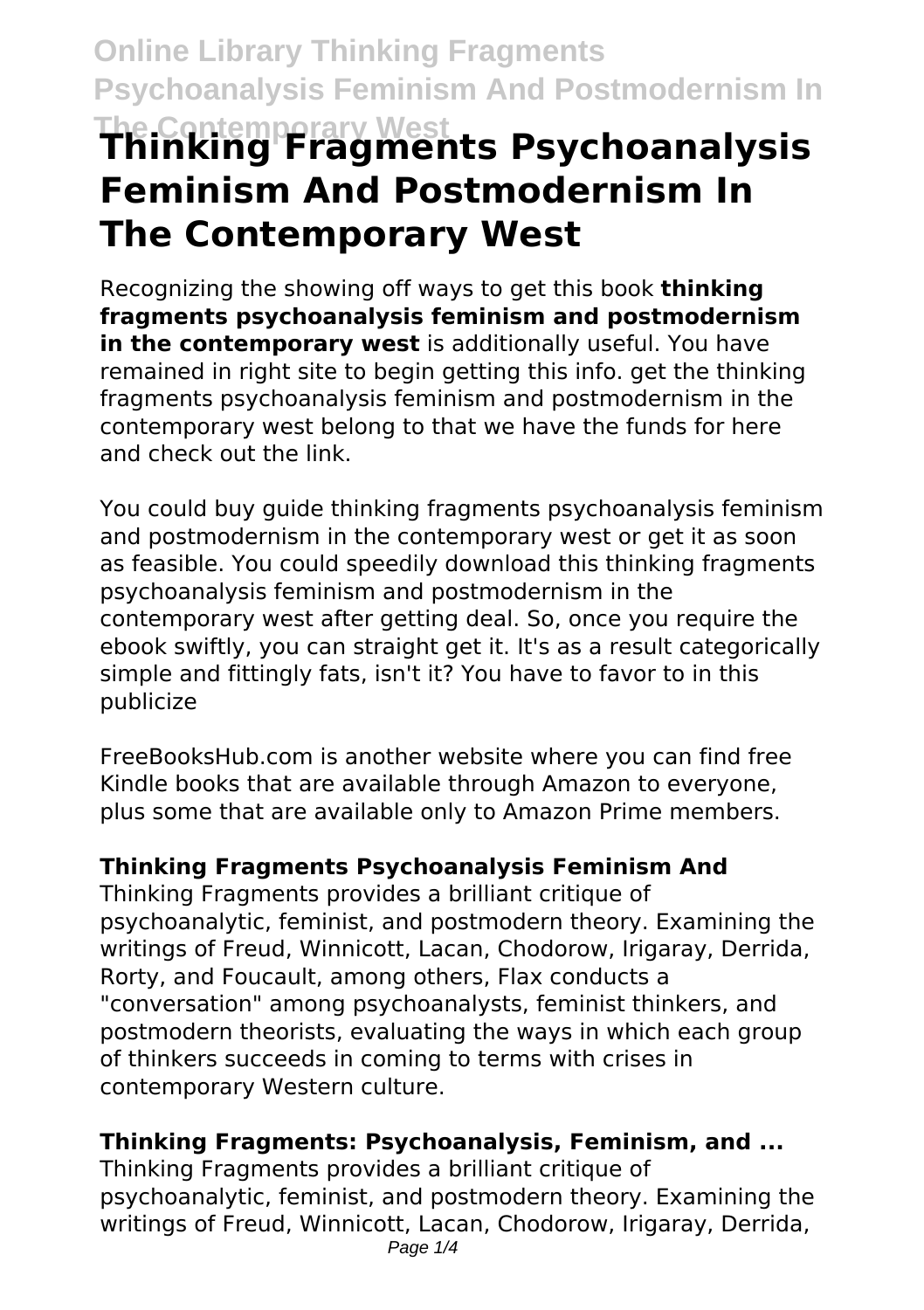# Thinking Fragments Psychoanalysis Feminism And Postmodernism In The Contemporary West

Recognizing the showing off ways to get this book **thinking fragments psychoanalysis feminism and postmodernism in the contemporary west** is additionally useful. You have remained in right site to begin getting this info. get the thinking fragments psychoanalysis feminism and postmodernism in the contemporary west belong to that we have the funds for here and check out the link.

You could buy guide thinking fragments psychoanalysis feminism and postmodernism in the contemporary west or get it as soon as feasible. You could speedily download this thinking fragments psychoanalysis feminism and postmodernism in the contemporary west after getting deal. So, once you require the ebook swiftly, you can straight get it. It's as a result categorically simple and fittingly fats, isn't it? You have to favor to in this publicize

FreeBooksHub.com is another website where you can find free Kindle books that are available through Amazon to everyone, plus some that are available only to Amazon Prime members.

### Thinking Fragments Psychoanalysis Feminism And

Thinking Fragments provides a brilliant critique of psychoanalytic, feminist, and postmodern theory. Examining the writings of Freud, Winnicott, Lacan, Chodorow, Irigaray, Derrida, Rorty, and Foucault, among others, Flax conducts a "conversation" among psychoanalysts, feminist thinkers, and postmodern theorists, evaluating the ways in which each group of thinkers succeeds in coming to terms with crises in contemporary Western culture.

### Thinking Fragments: Psychoanalysis, Feminism, and ...

Thinking Fragments provides a brilliant critique of psychoanalytic, feminist, and postmodern theory. Examining the writings of Freud, Winnicott, Lacan, Chodorow, Irigaray, Derrida,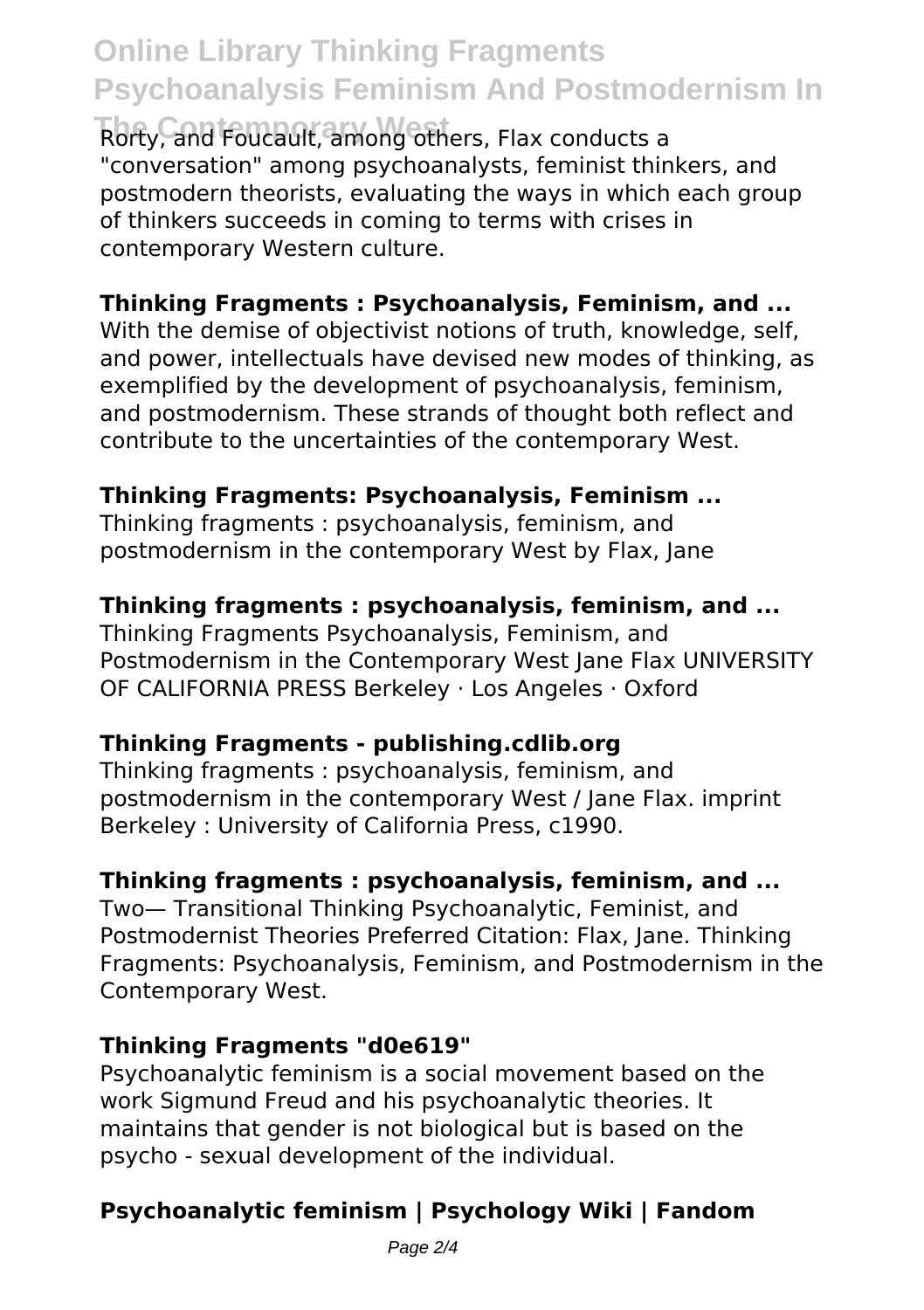Rorty, and Foucault, among others, Flax conducts a "conversation" among psychoanalysts, feminist thinkers, and postmodern theorists, evaluating the ways in which each group of thinkers succeeds in coming to terms with crises in contemporary Western culture.

**Thinking Fragments : Psychoanalysis, Feminism, and ...**

With the demise of objectivist notions of truth, knowledge, self, and power, intellectuals have devised new modes of thinking, as exemplified by the development of psychoanalysis, feminism, and postmodernism. These strands of thought both reflect and contribute to the uncertainties of the contemporary West.

**Thinking Fragments: Psychoanalysis, Feminism ...**

Thinking fragments : psychoanalysis, feminism, and postmodernism in the contemporary West by Flax, Jane

**Thinking fragments : psychoanalysis, feminism, and ...**

Thinking Fragments Psychoanalysis, Feminism, and Postmodernism in the Contemporary West Jane Flax UNIVERSITY OF CALIFORNIA PRESS Berkeley · Los Angeles · Oxford

**Thinking Fragments - publishing.cdlib.org**

Thinking fragments : psychoanalysis, feminism, and postmodernism in the contemporary West / Jane Flax. imprint Berkeley : University of California Press, c1990.

**Thinking fragments : psychoanalysis, feminism, and ...**

Two— Transitional Thinking Psychoanalytic, Feminist, and Postmodernist Theories Preferred Citation: Flax, Jane. Thinking Fragments: Psychoanalysis, Feminism, and Postmodernism in the Contemporary West.

**Thinking Fragments "d0e619"**

Psychoanalytic feminism is a social movement based on the work Sigmund Freud and his psychoanalytic theories. It maintains that gender is not biological but is based on the psycho - sexual development of the individual.

**Psychoanalytic feminism | Psychology Wiki | Fandom**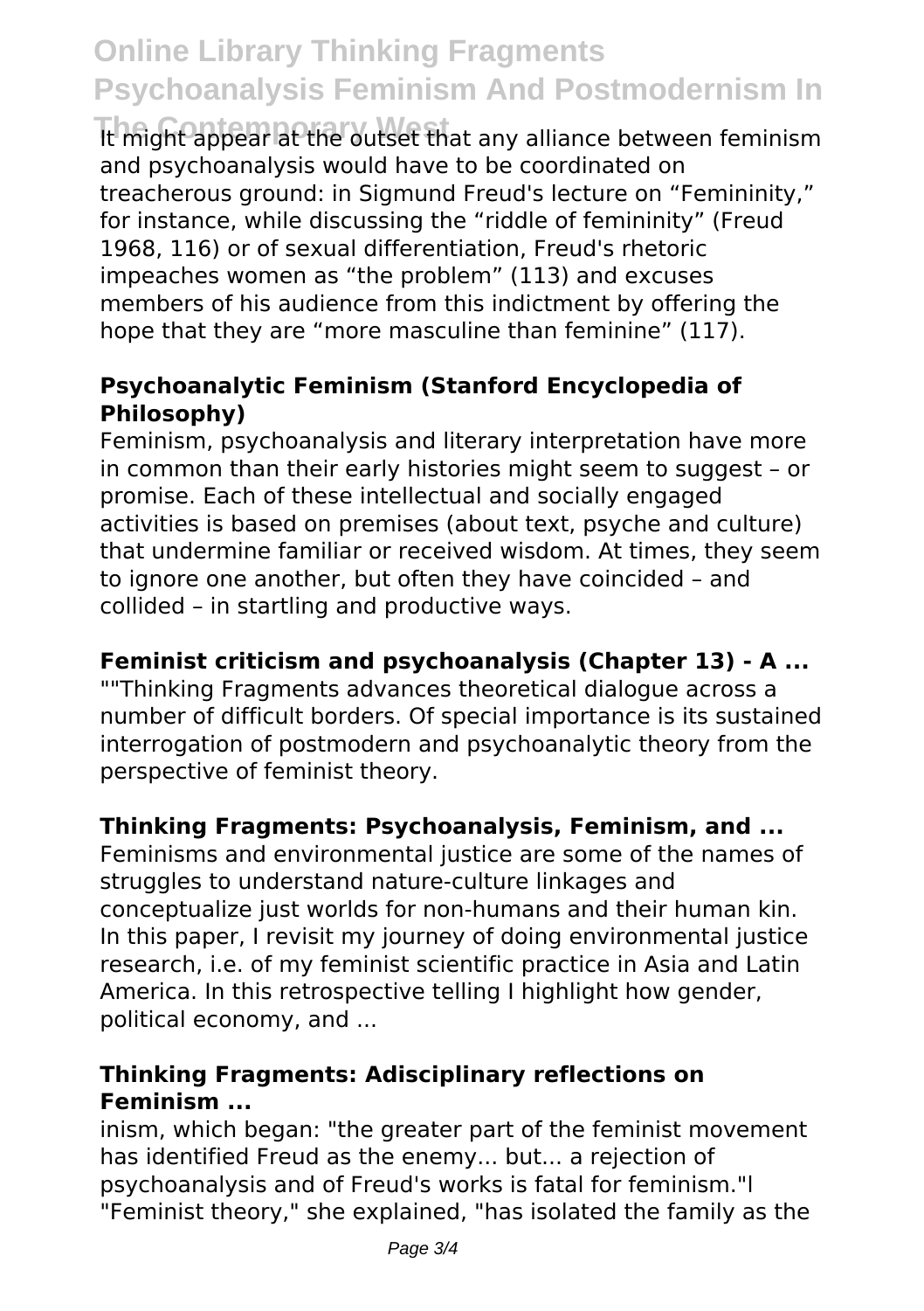It might appear at the outset that any alliance between feminism and psychoanalysis would have to be coordinated on treacherous ground: in Sigmund Freud's lecture on "Femininity," for instance, while discussing the "riddle of femininity" (Freud 1968, 116) or of sexual differentiation, Freud's rhetoric impeaches women as "the problem" (113) and excuses members of his audience from this indictment by offering the hope that they are "more masculine than feminine" (117).

### Psychoanalytic Feminism (Stanford Encyclopedia of Philosophy)

Feminism, psychoanalysis and literary interpretation have more in common than their early histories might seem to suggest – or promise. Each of these intellectual and socially engaged activities is based on premises (about text, psyche and culture) that undermine familiar or received wisdom. At times, they seem to ignore one another, but often they have coincided – and collided – in startling and productive ways.

### Feminist criticism and psychoanalysis (Chapter 13) - A ...

""Thinking Fragments advances theoretical dialogue across a number of difficult borders. Of special importance is its sustained interrogation of postmodern and psychoanalytic theory from the perspective of feminist theory.

### Thinking Fragments: Psychoanalysis, Feminism, and ...

Feminisms and environmental justice are some of the names of struggles to understand nature-culture linkages and conceptualize just worlds for non-humans and their human kin. In this paper, I revisit my journey of doing environmental justice research, i.e. of my feminist scientific practice in Asia and Latin America. In this retrospective telling I highlight how gender, political economy, and ...

### Thinking Fragments: Adisciplinary reflections on Feminism ...

inism, which began: "the greater part of the feminist movement has identified Freud as the enemy... but... a rejection of psychoanalysis and of Freud's works is fatal for feminism."l "Feminist theory," she explained, "has isolated the family as the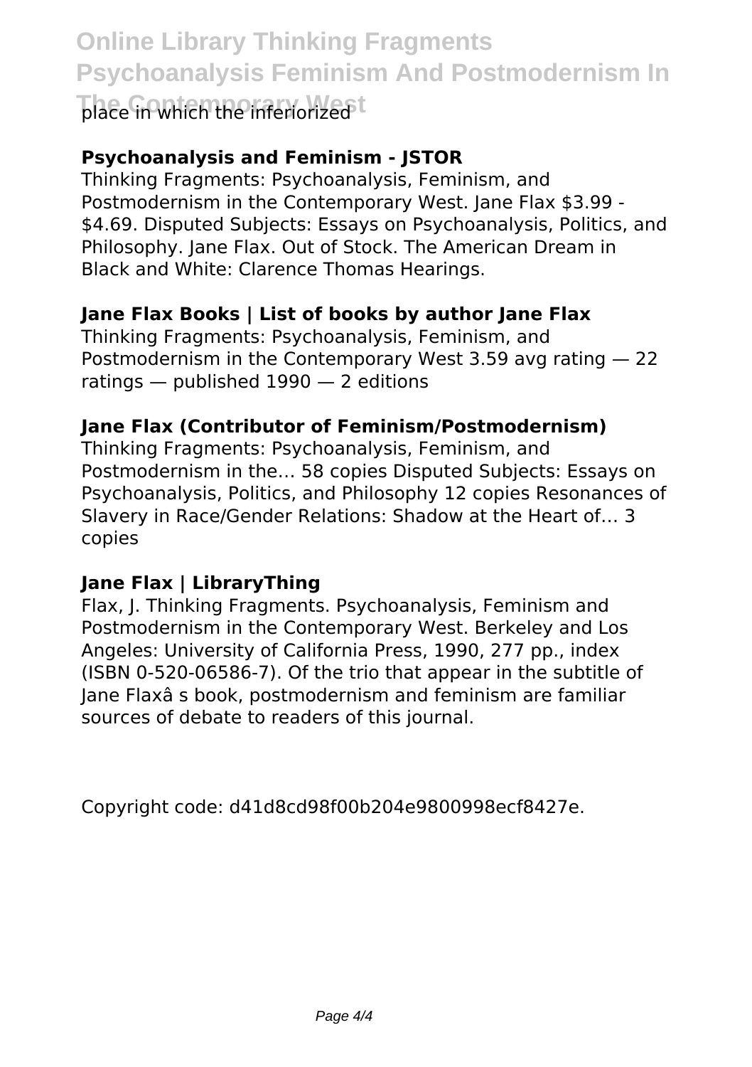place in which the inferiorized

**Psychoanalysis and Feminism - JSTOR**

Thinking Fragments: Psychoanalysis, Feminism, and Postmodernism in the Contemporary West. Jane Flax $3.99 - $4.69. Disputed Subjects: Essays on Psychoanalysis, Politics, and Philosophy. Jane Flax. Out of Stock. The American Dream in Black and White: Clarence Thomas Hearings.

**Jane Flax Books | List of books by author Jane Flax**

Thinking Fragments: Psychoanalysis, Feminism, and Postmodernism in the Contemporary West 3.59 avg rating — 22 ratings — published 1990 — 2 editions

**Jane Flax (Contributor of Feminism/Postmodernism)**

Thinking Fragments: Psychoanalysis, Feminism, and Postmodernism in the… 58 copies Disputed Subjects: Essays on Psychoanalysis, Politics, and Philosophy 12 copies Resonances of Slavery in Race/Gender Relations: Shadow at the Heart of… 3 copies

**Jane Flax | LibraryThing**

Flax, J. Thinking Fragments. Psychoanalysis, Feminism and Postmodernism in the Contemporary West. Berkeley and Los Angeles: University of California Press, 1990, 277 pp., index (ISBN 0-520-06586-7). Of the trio that appear in the subtitle of Jane Flaxâ s book, postmodernism and feminism are familiar sources of debate to readers of this journal.

Copyright code: d41d8cd98f00b204e9800998ecf8427e.